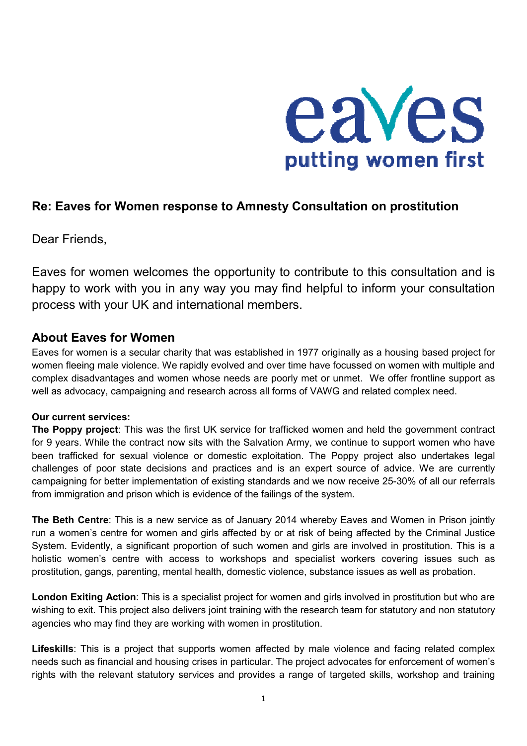eaves

putting women first

## Re: Eaves for Women response to Amnesty Consultation on prostitution

Dear Friends,

Eaves for women welcomes the opportunity to contribute to this consultation and is happy to work with you in any way you may find helpful to inform your consultation process with your UK and international members.

## About Eaves for Women

Eaves for women is a secular charity that was established in 1977 originally as a housing based project for women fleeing male violence. We rapidly evolved and over time have focussed on women with multiple and complex disadvantages and women whose needs are poorly met or unmet. We offer frontline support as well as advocacy, campaigning and research across all forms of VAWG and related complex need.

**Our current services:**

**The Poppy project**: This was the first UK service for trafficked women and held the government contract for 9 years. While the contract now sits with the Salvation Army, we continue to support women who have been trafficked for sexual violence or domestic exploitation. The Poppy project also undertakes legal challenges of poor state decisions and practices and is an expert source of advice. We are currently campaigning for better implementation of existing standards and we now receive 25-30% of all our referrals from immigration and prison which is evidence of the failings of the system.

**The Beth Centre**: This is a new service as of January 2014 whereby Eaves and Women in Prison jointly run a women's centre for women and girls affected by or at risk of being affected by the Criminal Justice System. Evidently, a significant proportion of such women and girls are involved in prostitution. This is a holistic women's centre with access to workshops and specialist workers covering issues such as prostitution, gangs, parenting, mental health, domestic violence, substance issues as well as probation.

**London Exiting Action**: This is a specialist project for women and girls involved in prostitution but who are wishing to exit. This project also delivers joint training with the research team for statutory and non statutory agencies who may find they are working with women in prostitution.

**Lifeskills**: This is a project that supports women affected by male violence and facing related complex needs such as financial and housing crises in particular. The project advocates for enforcement of women's rights with the relevant statutory services and provides a range of targeted skills, workshop and training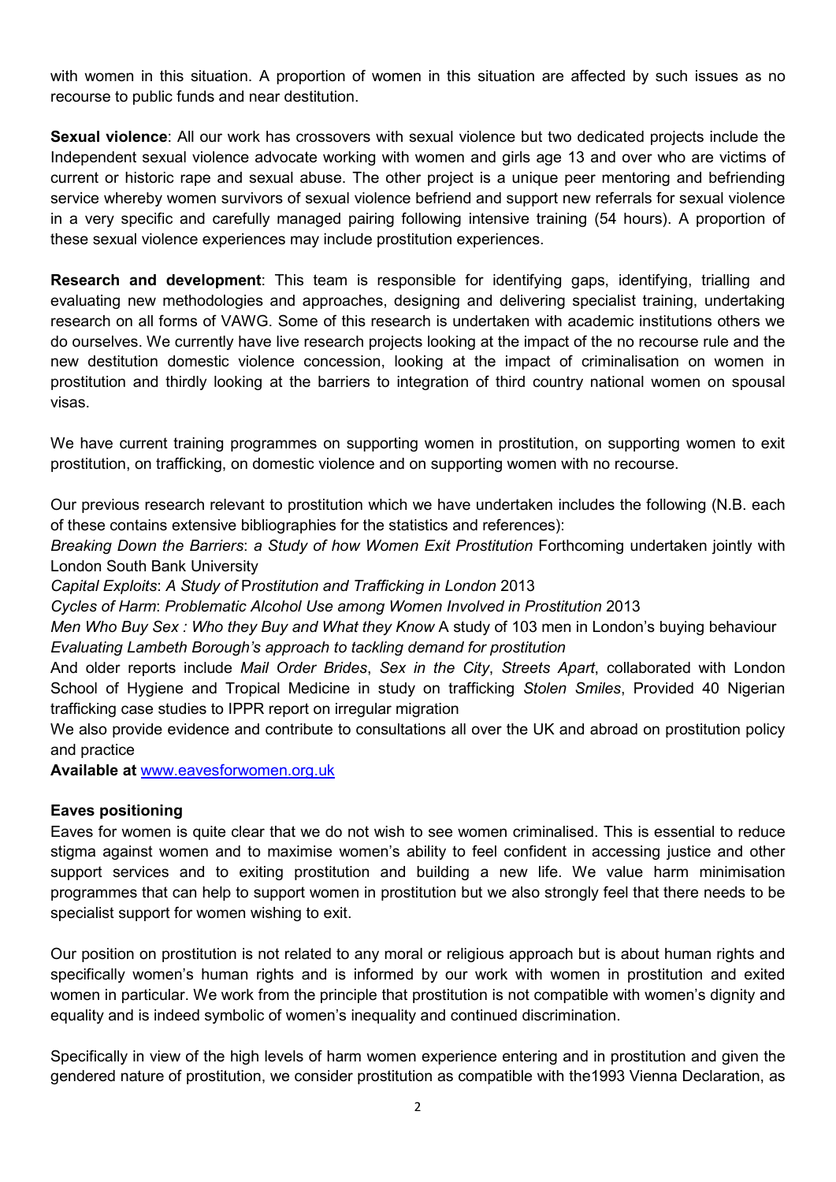with women in this situation. A proportion of women in this situation are affected by such issues as no recourse to public funds and near destitution.

**Sexual violence**: All our work has crossovers with sexual violence but two dedicated projects include the Independent sexual violence advocate working with women and girls age 13 and over who are victims of current or historic rape and sexual abuse. The other project is a unique peer mentoring and befriending service whereby women survivors of sexual violence befriend and support new referrals for sexual violence in a very specific and carefully managed pairing following intensive training (54 hours). A proportion of these sexual violence experiences may include prostitution experiences.

**Research and development**: This team is responsible for identifying gaps, identifying, trialling and evaluating new methodologies and approaches, designing and delivering specialist training, undertaking research on all forms of VAWG. Some of this research is undertaken with academic institutions others we do ourselves. We currently have live research projects looking at the impact of the no recourse rule and the new destitution domestic violence concession, looking at the impact of criminalisation on women in prostitution and thirdly looking at the barriers to integration of third country national women on spousal visas.

We have current training programmes on supporting women in prostitution, on supporting women to exit prostitution, on trafficking, on domestic violence and on supporting women with no recourse.

Our previous research relevant to prostitution which we have undertaken includes the following (N.B. each of these contains extensive bibliographies for the statistics and references):

*Breaking Down the Barriers*: *a Study of how Women Exit Prostitution* Forthcoming undertaken jointly with London South Bank University

*Capital Exploits*: *A Study of Prostitution and Trafficking in London* 2013

*Cycles of Harm*: *Problematic Alcohol Use among Women Involved in Prostitution* 2013

*Men Who Buy Sex : Who they Buy and What they Know* A study of 103 men in London's buying behaviour

*Evaluating Lambeth Borough's approach to tackling demand for prostitution*

And older reports include *Mail Order Brides*, *Sex in the City*, *Streets Apart*, collaborated with London School of Hygiene and Tropical Medicine in study on trafficking *Stolen Smiles*, Provided 40 Nigerian trafficking case studies to IPPR report on irregular migration

We also provide evidence and contribute to consultations all over the UK and abroad on prostitution policy and practice

**Available at** www.eavesforwomen.org.uk

**Eaves positioning**

Eaves for women is quite clear that we do not wish to see women criminalised. This is essential to reduce stigma against women and to maximise women's ability to feel confident in accessing justice and other support services and to exiting prostitution and building a new life. We value harm minimisation programmes that can help to support women in prostitution but we also strongly feel that there needs to be specialist support for women wishing to exit.

Our position on prostitution is not related to any moral or religious approach but is about human rights and specifically women's human rights and is informed by our work with women in prostitution and exited women in particular. We work from the principle that prostitution is not compatible with women's dignity and equality and is indeed symbolic of women's inequality and continued discrimination.

Specifically in view of the high levels of harm women experience entering and in prostitution and given the gendered nature of prostitution, we consider prostitution as compatible with the1993 Vienna Declaration, as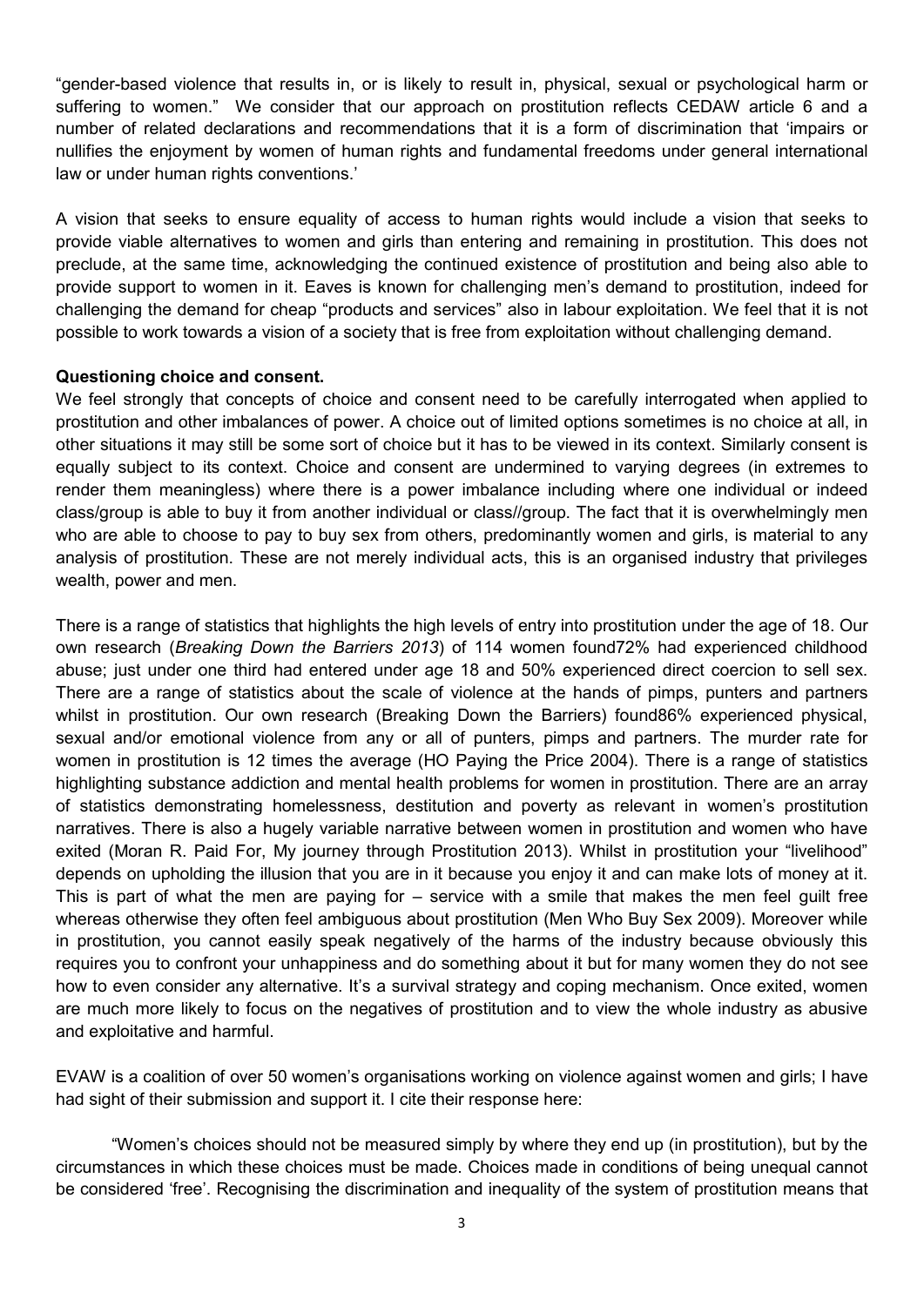"gender-based violence that results in, or is likely to result in, physical, sexual or psychological harm or suffering to women." We consider that our approach on prostitution reflects CEDAW article 6 and a number of related declarations and recommendations that it is a form of discrimination that 'impairs or nullifies the enjoyment by women of human rights and fundamental freedoms under general international law or under human rights conventions.'

A vision that seeks to ensure equality of access to human rights would include a vision that seeks to provide viable alternatives to women and girls than entering and remaining in prostitution. This does not preclude, at the same time, acknowledging the continued existence of prostitution and being also able to provide support to women in it. Eaves is known for challenging men's demand to prostitution, indeed for challenging the demand for cheap "products and services" also in labour exploitation. We feel that it is not possible to work towards a vision of a society that is free from exploitation without challenging demand.

**Questioning choice and consent.**

We feel strongly that concepts of choice and consent need to be carefully interrogated when applied to prostitution and other imbalances of power. A choice out of limited options sometimes is no choice at all, in other situations it may still be some sort of choice but it has to be viewed in its context. Similarly consent is equally subject to its context. Choice and consent are undermined to varying degrees (in extremes to render them meaningless) where there is a power imbalance including where one individual or indeed class/group is able to buy it from another individual or class//group. The fact that it is overwhelmingly men who are able to choose to pay to buy sex from others, predominantly women and girls, is material to any analysis of prostitution. These are not merely individual acts, this is an organised industry that privileges wealth, power and men.

There is a range of statistics that highlights the high levels of entry into prostitution under the age of 18. Our own research (*Breaking Down the Barriers 2013*) of 114 women found72% had experienced childhood abuse; just under one third had entered under age 18 and 50% experienced direct coercion to sell sex. There are a range of statistics about the scale of violence at the hands of pimps, punters and partners whilst in prostitution. Our own research (Breaking Down the Barriers) found86% experienced physical, sexual and/or emotional violence from any or all of punters, pimps and partners. The murder rate for women in prostitution is 12 times the average (HO Paying the Price 2004). There is a range of statistics highlighting substance addiction and mental health problems for women in prostitution. There are an array of statistics demonstrating homelessness, destitution and poverty as relevant in women's prostitution narratives. There is also a hugely variable narrative between women in prostitution and women who have exited (Moran R. Paid For, My journey through Prostitution 2013). Whilst in prostitution your "livelihood" depends on upholding the illusion that you are in it because you enjoy it and can make lots of money at it. This is part of what the men are paying for – service with a smile that makes the men feel guilt free whereas otherwise they often feel ambiguous about prostitution (Men Who Buy Sex 2009). Moreover while in prostitution, you cannot easily speak negatively of the harms of the industry because obviously this requires you to confront your unhappiness and do something about it but for many women they do not see how to even consider any alternative. It's a survival strategy and coping mechanism. Once exited, women are much more likely to focus on the negatives of prostitution and to view the whole industry as abusive and exploitative and harmful.

EVAW is a coalition of over 50 women's organisations working on violence against women and girls; I have had sight of their submission and support it. I cite their response here:

"Women's choices should not be measured simply by where they end up (in prostitution), but by the circumstances in which these choices must be made. Choices made in conditions of being unequal cannot be considered 'free'. Recognising the discrimination and inequality of the system of prostitution means that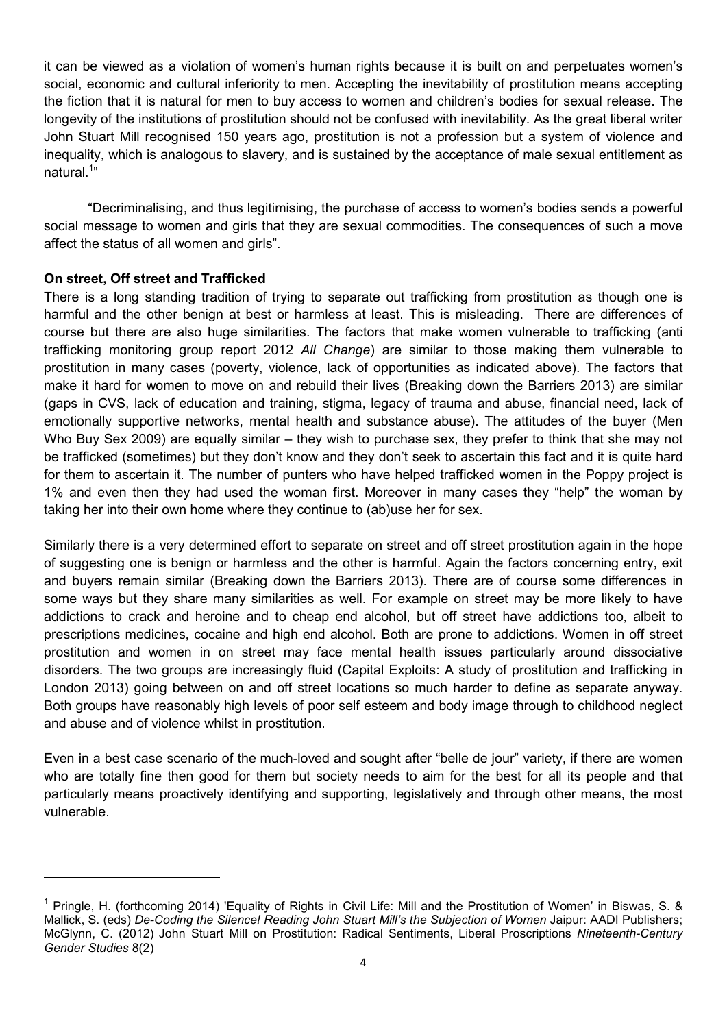it can be viewed as a violation of women's human rights because it is built on and perpetuates women's social, economic and cultural inferiority to men. Accepting the inevitability of prostitution means accepting the fiction that it is natural for men to buy access to women and children's bodies for sexual release. The longevity of the institutions of prostitution should not be confused with inevitability. As the great liberal writer John Stuart Mill recognised 150 years ago, prostitution is not a profession but a system of violence and inequality, which is analogous to slavery, and is sustained by the acceptance of male sexual entitlement as natural.[1]"

"Decriminalising, and thus legitimising, the purchase of access to women's bodies sends a powerful social message to women and girls that they are sexual commodities. The consequences of such a move affect the status of all women and girls".

**On street, Off street and Trafficked**

There is a long standing tradition of trying to separate out trafficking from prostitution as though one is harmful and the other benign at best or harmless at least. This is misleading. There are differences of course but there are also huge similarities. The factors that make women vulnerable to trafficking (anti trafficking monitoring group report 2012 *All Change*) are similar to those making them vulnerable to prostitution in many cases (poverty, violence, lack of opportunities as indicated above). The factors that make it hard for women to move on and rebuild their lives (Breaking down the Barriers 2013) are similar (gaps in CVS, lack of education and training, stigma, legacy of trauma and abuse, financial need, lack of emotionally supportive networks, mental health and substance abuse). The attitudes of the buyer (Men Who Buy Sex 2009) are equally similar – they wish to purchase sex, they prefer to think that she may not be trafficked (sometimes) but they don't know and they don't seek to ascertain this fact and it is quite hard for them to ascertain it. The number of punters who have helped trafficked women in the Poppy project is 1% and even then they had used the woman first. Moreover in many cases they "help" the woman by taking her into their own home where they continue to (ab)use her for sex.

Similarly there is a very determined effort to separate on street and off street prostitution again in the hope of suggesting one is benign or harmless and the other is harmful. Again the factors concerning entry, exit and buyers remain similar (Breaking down the Barriers 2013). There are of course some differences in some ways but they share many similarities as well. For example on street may be more likely to have addictions to crack and heroine and to cheap end alcohol, but off street have addictions too, albeit to prescriptions medicines, cocaine and high end alcohol. Both are prone to addictions. Women in off street prostitution and women in on street may face mental health issues particularly around dissociative disorders. The two groups are increasingly fluid (Capital Exploits: A study of prostitution and trafficking in London 2013) going between on and off street locations so much harder to define as separate anyway. Both groups have reasonably high levels of poor self esteem and body image through to childhood neglect and abuse and of violence whilst in prostitution.

Even in a best case scenario of the much-loved and sought after "belle de jour" variety, if there are women who are totally fine then good for them but society needs to aim for the best for all its people and that particularly means proactively identifying and supporting, legislatively and through other means, the most vulnerable.

---

[1] Pringle, H. (forthcoming 2014) 'Equality of Rights in Civil Life: Mill and the Prostitution of Women' in Biswas, S. & Mallick, S. (eds) *De-Coding the Silence! Reading John Stuart Mill's the Subjection of Women* Jaipur: AADI Publishers; McGlynn, C. (2012) John Stuart Mill on Prostitution: Radical Sentiments, Liberal Proscriptions *Nineteenth-Century Gender Studies* 8(2)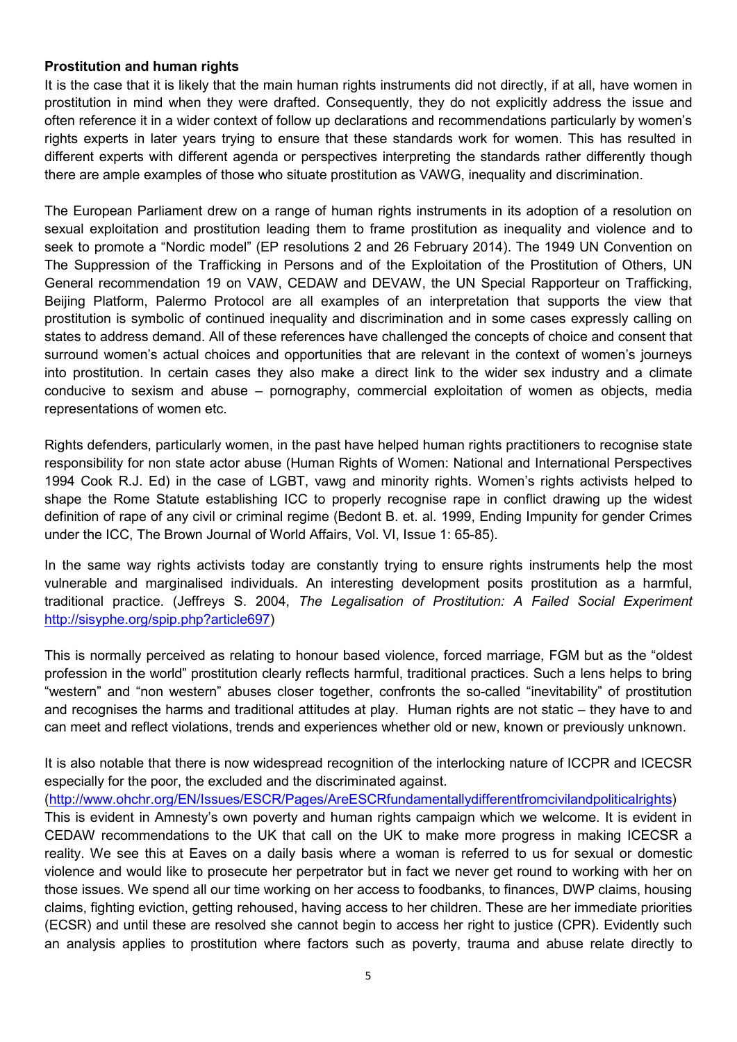**Prostitution and human rights**

It is the case that it is likely that the main human rights instruments did not directly, if at all, have women in prostitution in mind when they were drafted. Consequently, they do not explicitly address the issue and often reference it in a wider context of follow up declarations and recommendations particularly by women's rights experts in later years trying to ensure that these standards work for women. This has resulted in different experts with different agenda or perspectives interpreting the standards rather differently though there are ample examples of those who situate prostitution as VAWG, inequality and discrimination.

The European Parliament drew on a range of human rights instruments in its adoption of a resolution on sexual exploitation and prostitution leading them to frame prostitution as inequality and violence and to seek to promote a "Nordic model" (EP resolutions 2 and 26 February 2014). The 1949 UN Convention on The Suppression of the Trafficking in Persons and of the Exploitation of the Prostitution of Others, UN General recommendation 19 on VAW, CEDAW and DEVAW, the UN Special Rapporteur on Trafficking, Beijing Platform, Palermo Protocol are all examples of an interpretation that supports the view that prostitution is symbolic of continued inequality and discrimination and in some cases expressly calling on states to address demand. All of these references have challenged the concepts of choice and consent that surround women's actual choices and opportunities that are relevant in the context of women's journeys into prostitution. In certain cases they also make a direct link to the wider sex industry and a climate conducive to sexism and abuse – pornography, commercial exploitation of women as objects, media representations of women etc.

Rights defenders, particularly women, in the past have helped human rights practitioners to recognise state responsibility for non state actor abuse (Human Rights of Women: National and International Perspectives 1994 Cook R.J. Ed) in the case of LGBT, vawg and minority rights. Women's rights activists helped to shape the Rome Statute establishing ICC to properly recognise rape in conflict drawing up the widest definition of rape of any civil or criminal regime (Bedont B. et. al. 1999, Ending Impunity for gender Crimes under the ICC, The Brown Journal of World Affairs, Vol. VI, Issue 1: 65-85).

In the same way rights activists today are constantly trying to ensure rights instruments help the most vulnerable and marginalised individuals. An interesting development posits prostitution as a harmful, traditional practice. (Jeffreys S. 2004, *The Legalisation of Prostitution: A Failed Social Experiment* http://sisyphe.org/spip.php?article697)

This is normally perceived as relating to honour based violence, forced marriage, FGM but as the "oldest profession in the world" prostitution clearly reflects harmful, traditional practices. Such a lens helps to bring "western" and "non western" abuses closer together, confronts the so-called "inevitability" of prostitution and recognises the harms and traditional attitudes at play. Human rights are not static – they have to and can meet and reflect violations, trends and experiences whether old or new, known or previously unknown.

It is also notable that there is now widespread recognition of the interlocking nature of ICCPR and ICESCR especially for the poor, the excluded and the discriminated against.
(http://www.ohchr.org/EN/Issues/ESCR/Pages/AreESCRfundamentallydifferentfromcivilandpoliticalrights)
This is evident in Amnesty's own poverty and human rights campaign which we welcome. It is evident in CEDAW recommendations to the UK that call on the UK to make more progress in making ICESCR a reality. We see this at Eaves on a daily basis where a woman is referred to us for sexual or domestic violence and would like to prosecute her perpetrator but in fact we never get round to working with her on those issues. We spend all our time working on her access to foodbanks, to finances, DWP claims, housing claims, fighting eviction, getting rehoused, having access to her children. These are her immediate priorities (ECSR) and until these are resolved she cannot begin to access her right to justice (CPR). Evidently such an analysis applies to prostitution where factors such as poverty, trauma and abuse relate directly to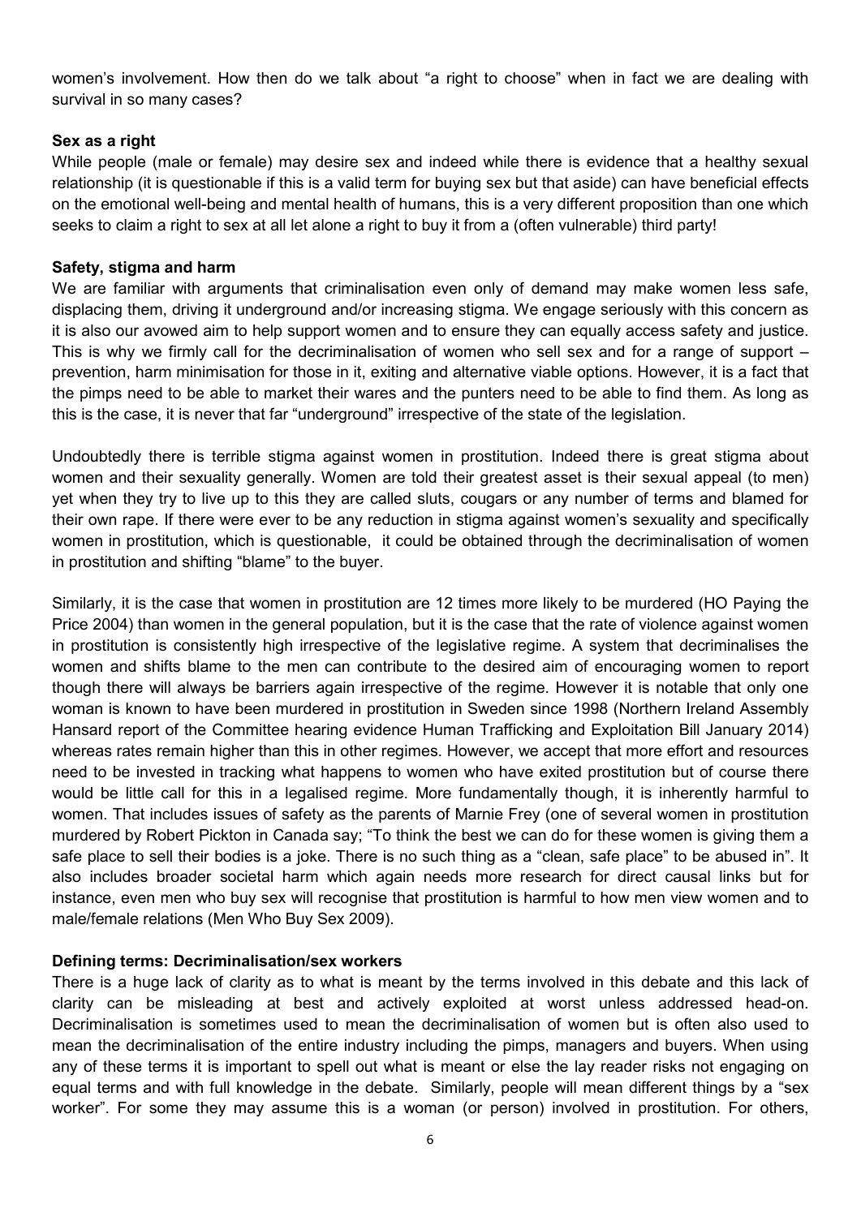women's involvement. How then do we talk about "a right to choose" when in fact we are dealing with survival in so many cases?

**Sex as a right**

While people (male or female) may desire sex and indeed while there is evidence that a healthy sexual relationship (it is questionable if this is a valid term for buying sex but that aside) can have beneficial effects on the emotional well-being and mental health of humans, this is a very different proposition than one which seeks to claim a right to sex at all let alone a right to buy it from a (often vulnerable) third party!

**Safety, stigma and harm**

We are familiar with arguments that criminalisation even only of demand may make women less safe, displacing them, driving it underground and/or increasing stigma. We engage seriously with this concern as it is also our avowed aim to help support women and to ensure they can equally access safety and justice. This is why we firmly call for the decriminalisation of women who sell sex and for a range of support – prevention, harm minimisation for those in it, exiting and alternative viable options. However, it is a fact that the pimps need to be able to market their wares and the punters need to be able to find them. As long as this is the case, it is never that far "underground" irrespective of the state of the legislation.

Undoubtedly there is terrible stigma against women in prostitution. Indeed there is great stigma about women and their sexuality generally. Women are told their greatest asset is their sexual appeal (to men) yet when they try to live up to this they are called sluts, cougars or any number of terms and blamed for their own rape. If there were ever to be any reduction in stigma against women's sexuality and specifically women in prostitution, which is questionable, it could be obtained through the decriminalisation of women in prostitution and shifting "blame" to the buyer.

Similarly, it is the case that women in prostitution are 12 times more likely to be murdered (HO Paying the Price 2004) than women in the general population, but it is the case that the rate of violence against women in prostitution is consistently high irrespective of the legislative regime. A system that decriminalises the women and shifts blame to the men can contribute to the desired aim of encouraging women to report though there will always be barriers again irrespective of the regime. However it is notable that only one woman is known to have been murdered in prostitution in Sweden since 1998 (Northern Ireland Assembly Hansard report of the Committee hearing evidence Human Trafficking and Exploitation Bill January 2014) whereas rates remain higher than this in other regimes. However, we accept that more effort and resources need to be invested in tracking what happens to women who have exited prostitution but of course there would be little call for this in a legalised regime. More fundamentally though, it is inherently harmful to women. That includes issues of safety as the parents of Marnie Frey (one of several women in prostitution murdered by Robert Pickton in Canada say; "To think the best we can do for these women is giving them a safe place to sell their bodies is a joke. There is no such thing as a "clean, safe place" to be abused in". It also includes broader societal harm which again needs more research for direct causal links but for instance, even men who buy sex will recognise that prostitution is harmful to how men view women and to male/female relations (Men Who Buy Sex 2009).

**Defining terms: Decriminalisation/sex workers**

There is a huge lack of clarity as to what is meant by the terms involved in this debate and this lack of clarity can be misleading at best and actively exploited at worst unless addressed head-on. Decriminalisation is sometimes used to mean the decriminalisation of women but is often also used to mean the decriminalisation of the entire industry including the pimps, managers and buyers. When using any of these terms it is important to spell out what is meant or else the lay reader risks not engaging on equal terms and with full knowledge in the debate. Similarly, people will mean different things by a "sex worker". For some they may assume this is a woman (or person) involved in prostitution. For others,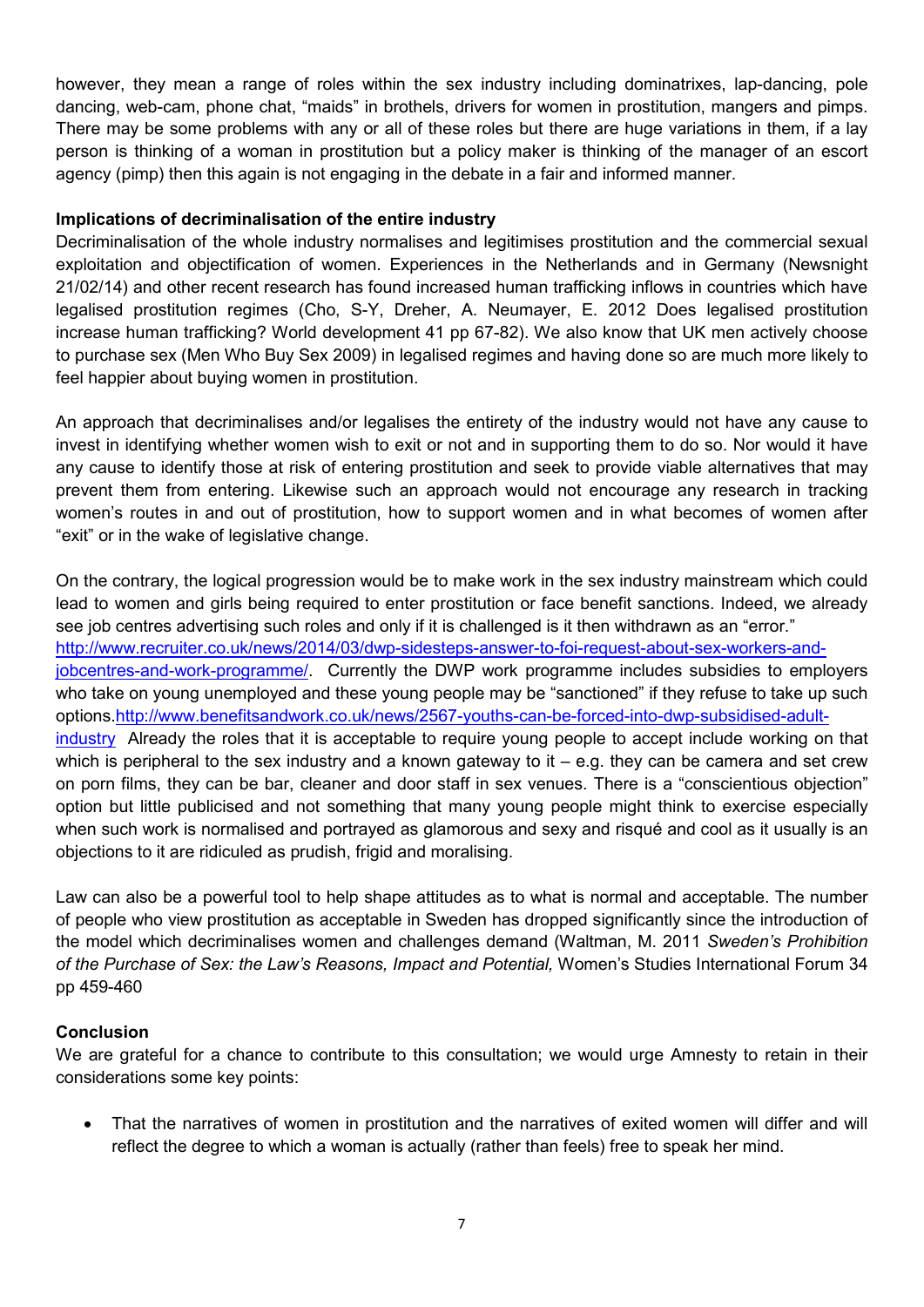however, they mean a range of roles within the sex industry including dominatrixes, lap-dancing, pole dancing, web-cam, phone chat, "maids" in brothels, drivers for women in prostitution, mangers and pimps. There may be some problems with any or all of these roles but there are huge variations in them, if a lay person is thinking of a woman in prostitution but a policy maker is thinking of the manager of an escort agency (pimp) then this again is not engaging in the debate in a fair and informed manner.

**Implications of decriminalisation of the entire industry**

Decriminalisation of the whole industry normalises and legitimises prostitution and the commercial sexual exploitation and objectification of women. Experiences in the Netherlands and in Germany (Newsnight 21/02/14) and other recent research has found increased human trafficking inflows in countries which have legalised prostitution regimes (Cho, S-Y, Dreher, A. Neumayer, E. 2012 Does legalised prostitution increase human trafficking? World development 41 pp 67-82). We also know that UK men actively choose to purchase sex (Men Who Buy Sex 2009) in legalised regimes and having done so are much more likely to feel happier about buying women in prostitution.

An approach that decriminalises and/or legalises the entirety of the industry would not have any cause to invest in identifying whether women wish to exit or not and in supporting them to do so. Nor would it have any cause to identify those at risk of entering prostitution and seek to provide viable alternatives that may prevent them from entering. Likewise such an approach would not encourage any research in tracking women's routes in and out of prostitution, how to support women and in what becomes of women after "exit" or in the wake of legislative change.

On the contrary, the logical progression would be to make work in the sex industry mainstream which could lead to women and girls being required to enter prostitution or face benefit sanctions. Indeed, we already see job centres advertising such roles and only if it is challenged is it then withdrawn as an "error." http://www.recruiter.co.uk/news/2014/03/dwp-sidesteps-answer-to-foi-request-about-sex-workers-and-jobcentres-and-work-programme/. Currently the DWP work programme includes subsidies to employers who take on young unemployed and these young people may be "sanctioned" if they refuse to take up such options.http://www.benefitsandwork.co.uk/news/2567-youths-can-be-forced-into-dwp-subsidised-adult-industry Already the roles that it is acceptable to require young people to accept include working on that which is peripheral to the sex industry and a known gateway to it – e.g. they can be camera and set crew on porn films, they can be bar, cleaner and door staff in sex venues. There is a "conscientious objection" option but little publicised and not something that many young people might think to exercise especially when such work is normalised and portrayed as glamorous and sexy and risqué and cool as it usually is an objections to it are ridiculed as prudish, frigid and moralising.

Law can also be a powerful tool to help shape attitudes as to what is normal and acceptable. The number of people who view prostitution as acceptable in Sweden has dropped significantly since the introduction of the model which decriminalises women and challenges demand (Waltman, M. 2011 *Sweden's Prohibition of the Purchase of Sex: the Law's Reasons, Impact and Potential,* Women's Studies International Forum 34 pp 459-460

**Conclusion**

We are grateful for a chance to contribute to this consultation; we would urge Amnesty to retain in their considerations some key points:

- That the narratives of women in prostitution and the narratives of exited women will differ and will reflect the degree to which a woman is actually (rather than feels) free to speak her mind.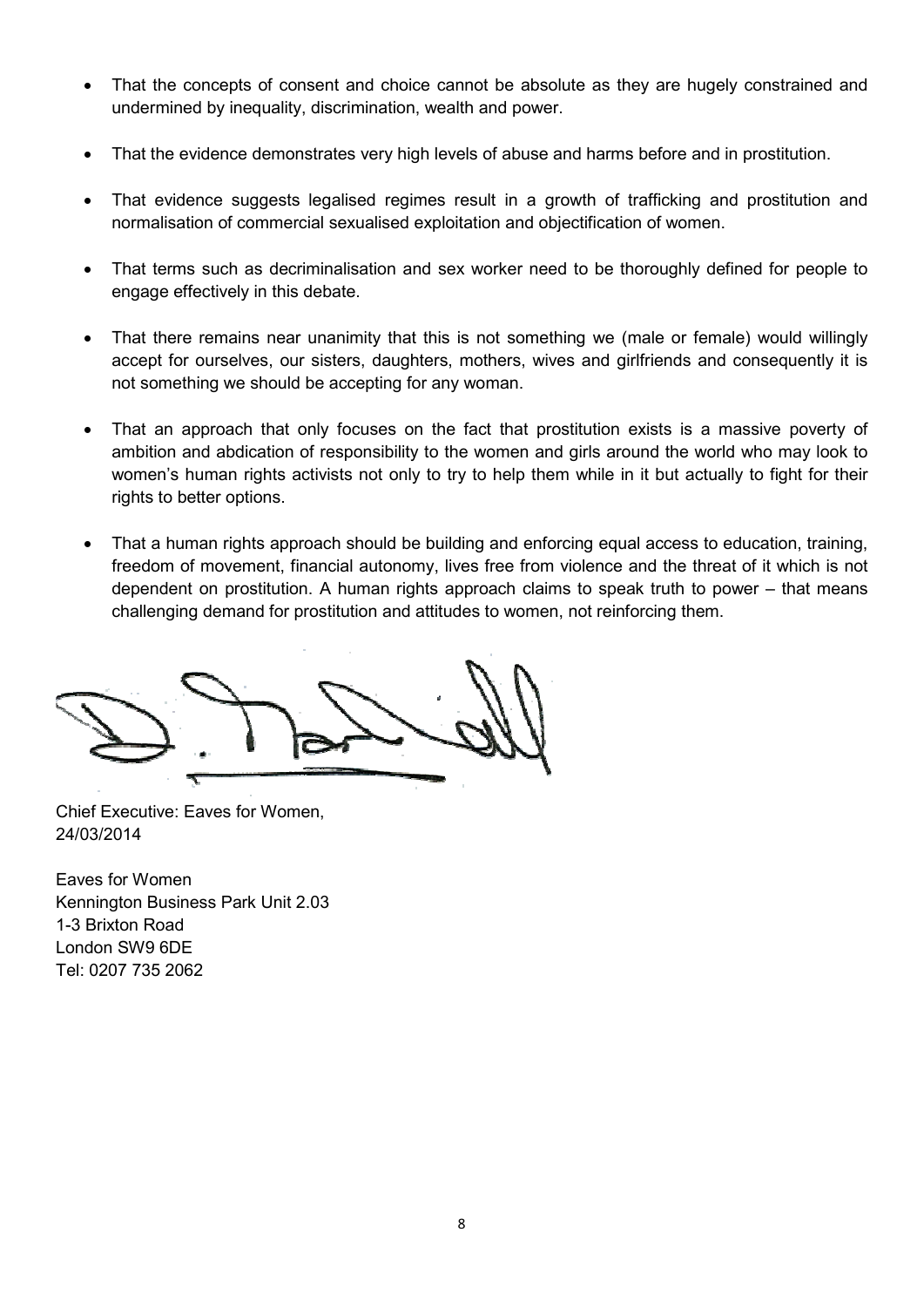- That the concepts of consent and choice cannot be absolute as they are hugely constrained and undermined by inequality, discrimination, wealth and power.

- That the evidence demonstrates very high levels of abuse and harms before and in prostitution.

- That evidence suggests legalised regimes result in a growth of trafficking and prostitution and normalisation of commercial sexualised exploitation and objectification of women.

- That terms such as decriminalisation and sex worker need to be thoroughly defined for people to engage effectively in this debate.

- That there remains near unanimity that this is not something we (male or female) would willingly accept for ourselves, our sisters, daughters, mothers, wives and girlfriends and consequently it is not something we should be accepting for any woman.

- That an approach that only focuses on the fact that prostitution exists is a massive poverty of ambition and abdication of responsibility to the women and girls around the world who may look to women's human rights activists not only to try to help them while in it but actually to fight for their rights to better options.

- That a human rights approach should be building and enforcing equal access to education, training, freedom of movement, financial autonomy, lives free from violence and the threat of it which is not dependent on prostitution. A human rights approach claims to speak truth to power – that means challenging demand for prostitution and attitudes to women, not reinforcing them.

Chief Executive: Eaves for Women,
24/03/2014

Eaves for Women
Kennington Business Park Unit 2.03
1-3 Brixton Road
London SW9 6DE
Tel: 0207 735 2062